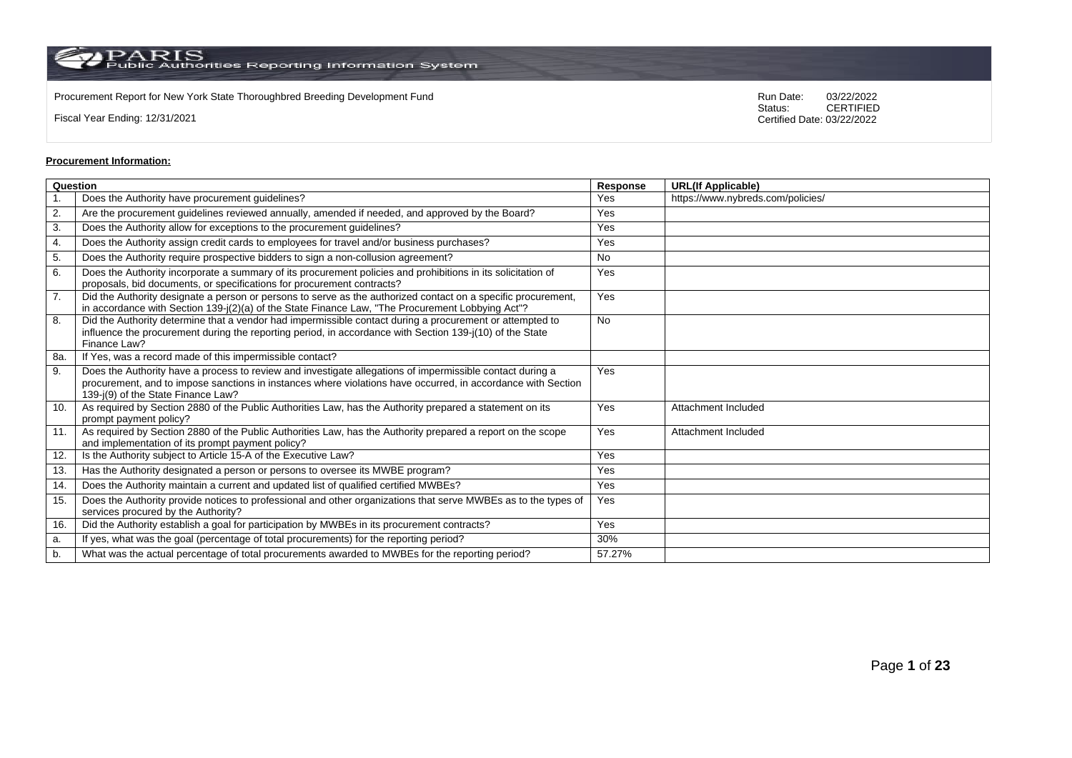Procurement Report for New York State Thoroughbred Breeding Development Fund

Fiscal Year Ending: 12/31/2021

Run Date: 03/22/2022
Status: CERTIFIED
Certified Date: 03/22/2022

**Procurement Information:**

| Question | | Response | URL(If Applicable) |
|---|---|---|---|
| 1. | Does the Authority have procurement guidelines? | Yes | https://www.nybreds.com/policies/ |
| 2. | Are the procurement guidelines reviewed annually, amended if needed, and approved by the Board? | Yes | |
| 3. | Does the Authority allow for exceptions to the procurement guidelines? | Yes | |
| 4. | Does the Authority assign credit cards to employees for travel and/or business purchases? | Yes | |
| 5. | Does the Authority require prospective bidders to sign a non-collusion agreement? | No | |
| 6. | Does the Authority incorporate a summary of its procurement policies and prohibitions in its solicitation of proposals, bid documents, or specifications for procurement contracts? | Yes | |
| 7. | Did the Authority designate a person or persons to serve as the authorized contact on a specific procurement, in accordance with Section 139-j(2)(a) of the State Finance Law, "The Procurement Lobbying Act"? | Yes | |
| 8. | Did the Authority determine that a vendor had impermissible contact during a procurement or attempted to influence the procurement during the reporting period, in accordance with Section 139-j(10) of the State Finance Law? | No | |
| 8a. | If Yes, was a record made of this impermissible contact? | | |
| 9. | Does the Authority have a process to review and investigate allegations of impermissible contact during a procurement, and to impose sanctions in instances where violations have occurred, in accordance with Section 139-j(9) of the State Finance Law? | Yes | |
| 10. | As required by Section 2880 of the Public Authorities Law, has the Authority prepared a statement on its prompt payment policy? | Yes | Attachment Included |
| 11. | As required by Section 2880 of the Public Authorities Law, has the Authority prepared a report on the scope and implementation of its prompt payment policy? | Yes | Attachment Included |
| 12. | Is the Authority subject to Article 15-A of the Executive Law? | Yes | |
| 13. | Has the Authority designated a person or persons to oversee its MWBE program? | Yes | |
| 14. | Does the Authority maintain a current and updated list of qualified certified MWBEs? | Yes | |
| 15. | Does the Authority provide notices to professional and other organizations that serve MWBEs as to the types of services procured by the Authority? | Yes | |
| 16. | Did the Authority establish a goal for participation by MWBEs in its procurement contracts? | Yes | |
| a. | If yes, what was the goal (percentage of total procurements) for the reporting period? | 30% | |
| b. | What was the actual percentage of total procurements awarded to MWBEs for the reporting period? | 57.27% | |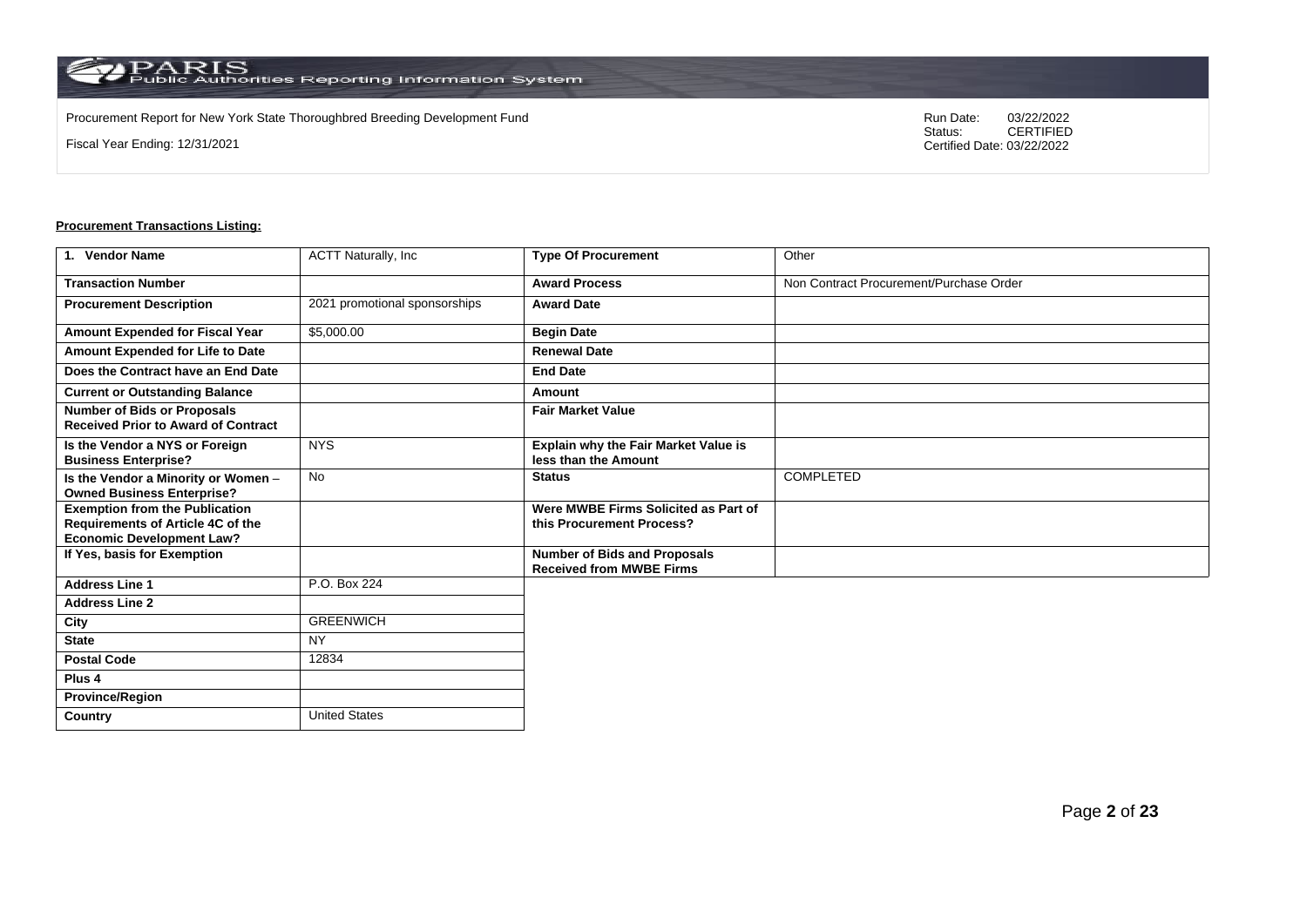Procurement Report for New York State Thoroughbred Breeding Development Fund

Fiscal Year Ending: 12/31/2021

Run Date: 03/22/2022
Status: CERTIFIED
Certified Date: 03/22/2022

**Procurement Transactions Listing:**

| 1. Vendor Name | ACTT Naturally, Inc | Type Of Procurement | Other |
|---|---|---|---|
| Transaction Number | | Award Process | Non Contract Procurement/Purchase Order |
| Procurement Description | 2021 promotional sponsorships | Award Date | |
| Amount Expended for Fiscal Year | $5,000.00 | Begin Date | |
| Amount Expended for Life to Date | | Renewal Date | |
| Does the Contract have an End Date | | End Date | |
| Current or Outstanding Balance | | Amount | |
| Number of Bids or Proposals Received Prior to Award of Contract | | Fair Market Value | |
| Is the Vendor a NYS or Foreign Business Enterprise? | NYS | Explain why the Fair Market Value is less than the Amount | |
| Is the Vendor a Minority or Women – Owned Business Enterprise? | No | Status | COMPLETED |
| Exemption from the Publication Requirements of Article 4C of the Economic Development Law? | | Were MWBE Firms Solicited as Part of this Procurement Process? | |
| If Yes, basis for Exemption | | Number of Bids and Proposals Received from MWBE Firms | |
| Address Line 1 | P.O. Box 224 | | |
| Address Line 2 | | | |
| City | GREENWICH | | |
| State | NY | | |
| Postal Code | 12834 | | |
| Plus 4 | | | |
| Province/Region | | | |
| Country | United States | | |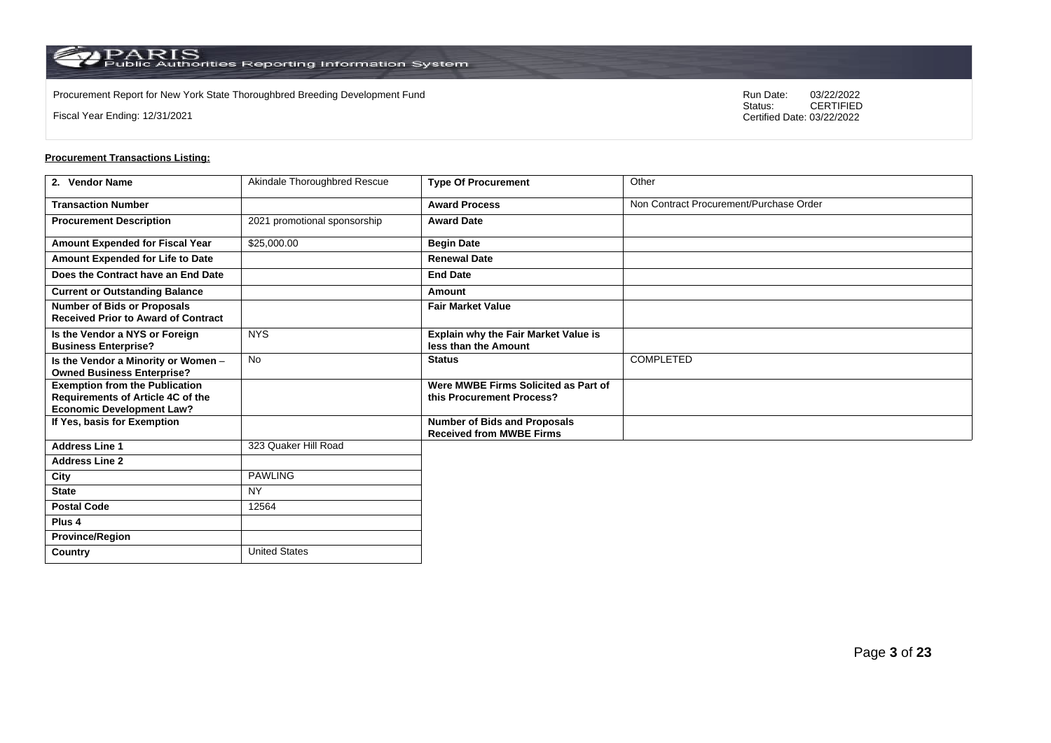Procurement Report for New York State Thoroughbred Breeding Development Fund

Fiscal Year Ending: 12/31/2021

Run Date: 03/22/2022
Status: CERTIFIED
Certified Date: 03/22/2022

**Procurement Transactions Listing:**

| 2. Vendor Name | Akindale Thoroughbred Rescue | Type Of Procurement | Other |
|---|---|---|---|
| Transaction Number | | Award Process | Non Contract Procurement/Purchase Order |
| Procurement Description | 2021 promotional sponsorship | Award Date | |
| Amount Expended for Fiscal Year | $25,000.00 | Begin Date | |
| Amount Expended for Life to Date | | Renewal Date | |
| Does the Contract have an End Date | | End Date | |
| Current or Outstanding Balance | | Amount | |
| Number of Bids or Proposals Received Prior to Award of Contract | | Fair Market Value | |
| Is the Vendor a NYS or Foreign Business Enterprise? | NYS | Explain why the Fair Market Value is less than the Amount | |
| Is the Vendor a Minority or Women – Owned Business Enterprise? | No | Status | COMPLETED |
| Exemption from the Publication Requirements of Article 4C of the Economic Development Law? | | Were MWBE Firms Solicited as Part of this Procurement Process? | |
| If Yes, basis for Exemption | | Number of Bids and Proposals Received from MWBE Firms | |
| Address Line 1 | 323 Quaker Hill Road | | |
| Address Line 2 | | | |
| City | PAWLING | | |
| State | NY | | |
| Postal Code | 12564 | | |
| Plus 4 | | | |
| Province/Region | | | |
| Country | United States | | |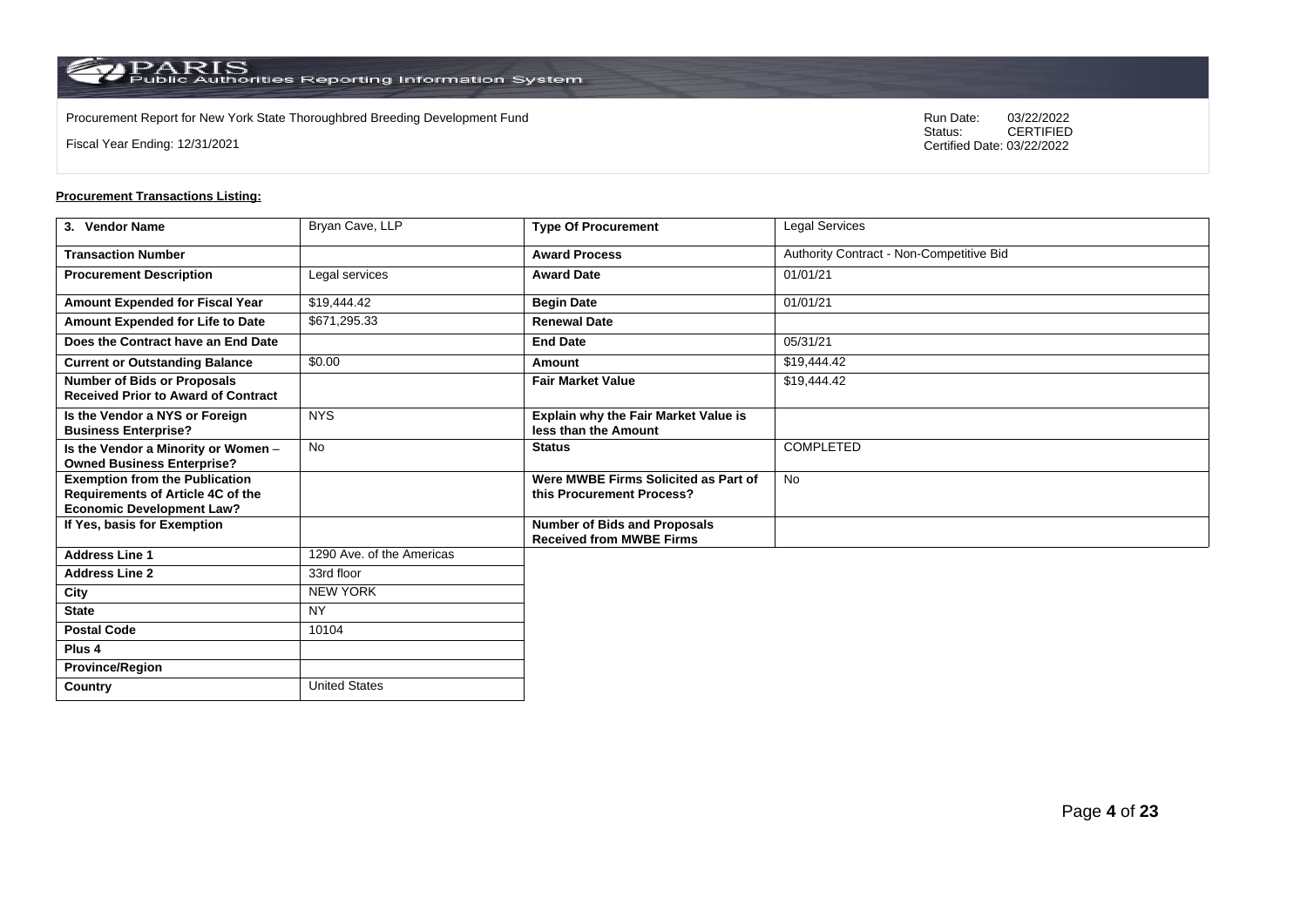Procurement Report for New York State Thoroughbred Breeding Development Fund

Fiscal Year Ending: 12/31/2021

Run Date: 03/22/2022
Status: CERTIFIED
Certified Date: 03/22/2022

**Procurement Transactions Listing:**

| 3. Vendor Name | Bryan Cave, LLP | Type Of Procurement | Legal Services |
|---|---|---|---|
| Transaction Number | | Award Process | Authority Contract - Non-Competitive Bid |
| Procurement Description | Legal services | Award Date | 01/01/21 |
| Amount Expended for Fiscal Year | $19,444.42 | Begin Date | 01/01/21 |
| Amount Expended for Life to Date | $671,295.33 | Renewal Date | |
| Does the Contract have an End Date | | End Date | 05/31/21 |
| Current or Outstanding Balance | $0.00 | Amount | $19,444.42 |
| Number of Bids or Proposals Received Prior to Award of Contract | | Fair Market Value | $19,444.42 |
| Is the Vendor a NYS or Foreign Business Enterprise? | NYS | Explain why the Fair Market Value is less than the Amount | |
| Is the Vendor a Minority or Women – Owned Business Enterprise? | No | Status | COMPLETED |
| Exemption from the Publication Requirements of Article 4C of the Economic Development Law? | | Were MWBE Firms Solicited as Part of this Procurement Process? | No |
| If Yes, basis for Exemption | | Number of Bids and Proposals Received from MWBE Firms | |
| Address Line 1 | 1290 Ave. of the Americas | | |
| Address Line 2 | 33rd floor | | |
| City | NEW YORK | | |
| State | NY | | |
| Postal Code | 10104 | | |
| Plus 4 | | | |
| Province/Region | | | |
| Country | United States | | |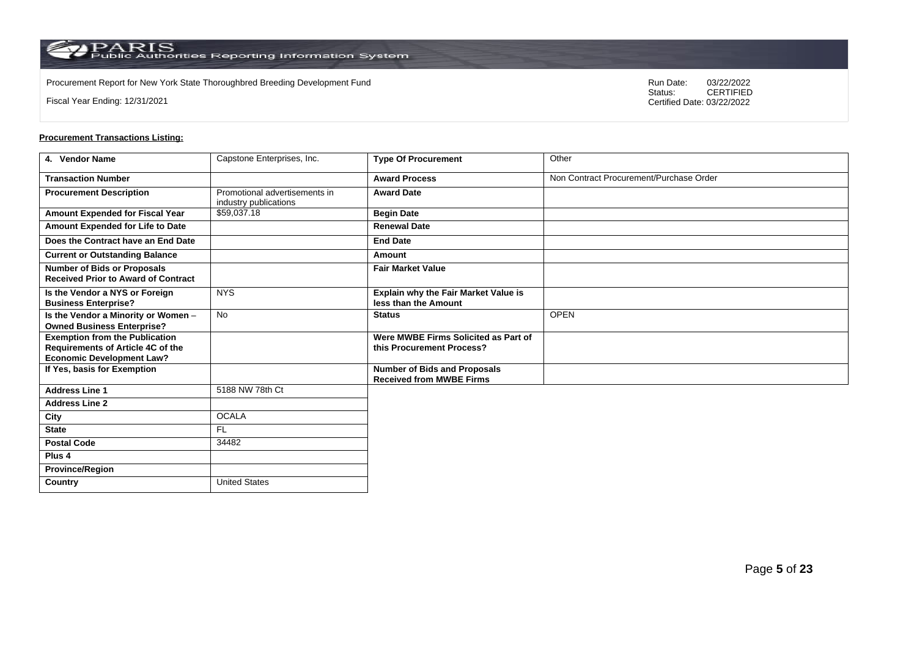Procurement Report for New York State Thoroughbred Breeding Development Fund

Fiscal Year Ending: 12/31/2021

Run Date: 03/22/2022
Status: CERTIFIED
Certified Date: 03/22/2022

**Procurement Transactions Listing:**

| 4. Vendor Name | Capstone Enterprises, Inc. | Type Of Procurement | Other |
|---|---|---|---|
| Transaction Number | | Award Process | Non Contract Procurement/Purchase Order |
| Procurement Description | Promotional advertisements in industry publications | Award Date | |
| Amount Expended for Fiscal Year | $59,037.18 | Begin Date | |
| Amount Expended for Life to Date | | Renewal Date | |
| Does the Contract have an End Date | | End Date | |
| Current or Outstanding Balance | | Amount | |
| Number of Bids or Proposals Received Prior to Award of Contract | | Fair Market Value | |
| Is the Vendor a NYS or Foreign Business Enterprise? | NYS | Explain why the Fair Market Value is less than the Amount | |
| Is the Vendor a Minority or Women – Owned Business Enterprise? | No | Status | OPEN |
| Exemption from the Publication Requirements of Article 4C of the Economic Development Law? | | Were MWBE Firms Solicited as Part of this Procurement Process? | |
| If Yes, basis for Exemption | | Number of Bids and Proposals Received from MWBE Firms | |
| Address Line 1 | 5188 NW 78th Ct | | |
| Address Line 2 | | | |
| City | OCALA | | |
| State | FL | | |
| Postal Code | 34482 | | |
| Plus 4 | | | |
| Province/Region | | | |
| Country | United States | | |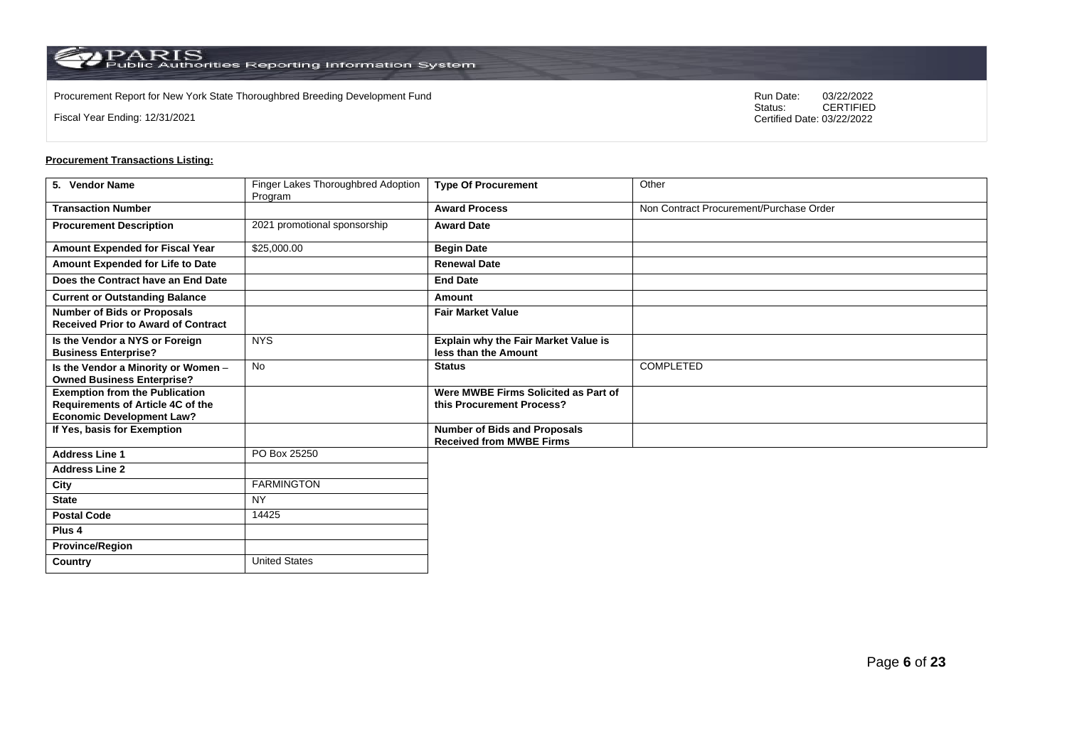Procurement Report for New York State Thoroughbred Breeding Development Fund

Fiscal Year Ending: 12/31/2021

Run Date: 03/22/2022
Status: CERTIFIED
Certified Date: 03/22/2022

**Procurement Transactions Listing:**

| 5. Vendor Name | Finger Lakes Thoroughbred Adoption Program | Type Of Procurement | Other |
|---|---|---|---|
| Transaction Number | | Award Process | Non Contract Procurement/Purchase Order |
| Procurement Description | 2021 promotional sponsorship | Award Date | |
| Amount Expended for Fiscal Year | $25,000.00 | Begin Date | |
| Amount Expended for Life to Date | | Renewal Date | |
| Does the Contract have an End Date | | End Date | |
| Current or Outstanding Balance | | Amount | |
| Number of Bids or Proposals Received Prior to Award of Contract | | Fair Market Value | |
| Is the Vendor a NYS or Foreign Business Enterprise? | NYS | Explain why the Fair Market Value is less than the Amount | |
| Is the Vendor a Minority or Women – Owned Business Enterprise? | No | Status | COMPLETED |
| Exemption from the Publication Requirements of Article 4C of the Economic Development Law? | | Were MWBE Firms Solicited as Part of this Procurement Process? | |
| If Yes, basis for Exemption | | Number of Bids and Proposals Received from MWBE Firms | |
| Address Line 1 | PO Box 25250 | | |
| Address Line 2 | | | |
| City | FARMINGTON | | |
| State | NY | | |
| Postal Code | 14425 | | |
| Plus 4 | | | |
| Province/Region | | | |
| Country | United States | | |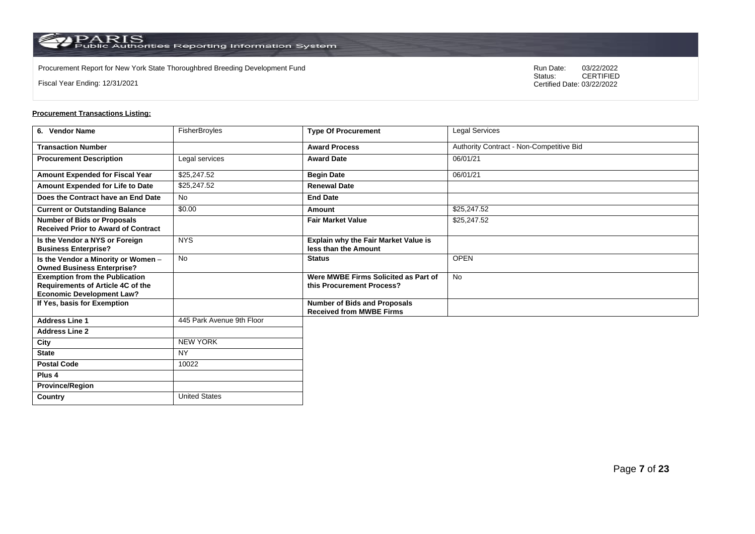Procurement Report for New York State Thoroughbred Breeding Development Fund

Fiscal Year Ending: 12/31/2021

Run Date: 03/22/2022
Status: CERTIFIED
Certified Date: 03/22/2022

**Procurement Transactions Listing:**

| 6. Vendor Name | FisherBroyles | Type Of Procurement | Legal Services |
|---|---|---|---|
| Transaction Number | | Award Process | Authority Contract - Non-Competitive Bid |
| Procurement Description | Legal services | Award Date | 06/01/21 |
| Amount Expended for Fiscal Year | $25,247.52 | Begin Date | 06/01/21 |
| Amount Expended for Life to Date | $25,247.52 | Renewal Date | |
| Does the Contract have an End Date | No | End Date | |
| Current or Outstanding Balance | $0.00 | Amount | $25,247.52 |
| Number of Bids or Proposals Received Prior to Award of Contract | | Fair Market Value | $25,247.52 |
| Is the Vendor a NYS or Foreign Business Enterprise? | NYS | Explain why the Fair Market Value is less than the Amount | |
| Is the Vendor a Minority or Women – Owned Business Enterprise? | No | Status | OPEN |
| Exemption from the Publication Requirements of Article 4C of the Economic Development Law? | | Were MWBE Firms Solicited as Part of this Procurement Process? | No |
| If Yes, basis for Exemption | | Number of Bids and Proposals Received from MWBE Firms | |
| Address Line 1 | 445 Park Avenue 9th Floor | | |
| Address Line 2 | | | |
| City | NEW YORK | | |
| State | NY | | |
| Postal Code | 10022 | | |
| Plus 4 | | | |
| Province/Region | | | |
| Country | United States | | |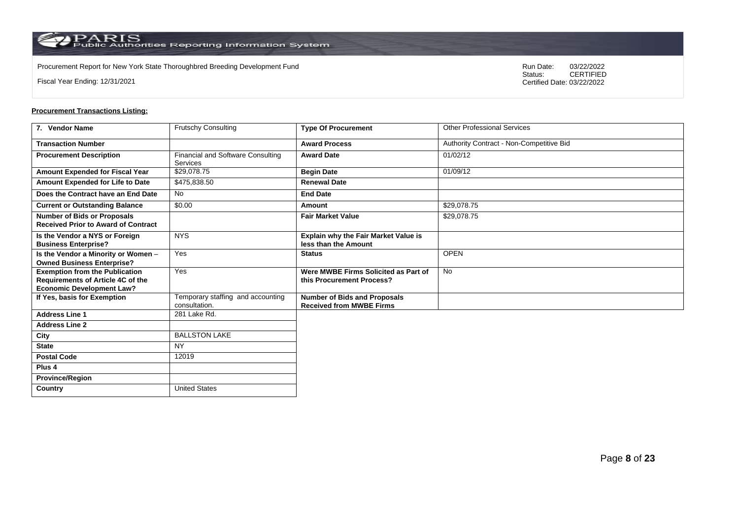Procurement Report for New York State Thoroughbred Breeding Development Fund

Fiscal Year Ending: 12/31/2021

Run Date: 03/22/2022
Status: CERTIFIED
Certified Date: 03/22/2022

**Procurement Transactions Listing:**

| 7. Vendor Name | Frutschy Consulting | Type Of Procurement | Other Professional Services |
|---|---|---|---|
| Transaction Number | | Award Process | Authority Contract - Non-Competitive Bid |
| Procurement Description | Financial and Software Consulting Services | Award Date | 01/02/12 |
| Amount Expended for Fiscal Year | $29,078.75 | Begin Date | 01/09/12 |
| Amount Expended for Life to Date | $475,838.50 | Renewal Date | |
| Does the Contract have an End Date | No | End Date | |
| Current or Outstanding Balance | $0.00 | Amount | $29,078.75 |
| Number of Bids or Proposals Received Prior to Award of Contract | | Fair Market Value | $29,078.75 |
| Is the Vendor a NYS or Foreign Business Enterprise? | NYS | Explain why the Fair Market Value is less than the Amount | |
| Is the Vendor a Minority or Women – Owned Business Enterprise? | Yes | Status | OPEN |
| Exemption from the Publication Requirements of Article 4C of the Economic Development Law? | Yes | Were MWBE Firms Solicited as Part of this Procurement Process? | No |
| If Yes, basis for Exemption | Temporary staffing and accounting consultation. | Number of Bids and Proposals Received from MWBE Firms | |
| Address Line 1 | 281 Lake Rd. | | |
| Address Line 2 | | | |
| City | BALLSTON LAKE | | |
| State | NY | | |
| Postal Code | 12019 | | |
| Plus 4 | | | |
| Province/Region | | | |
| Country | United States | | |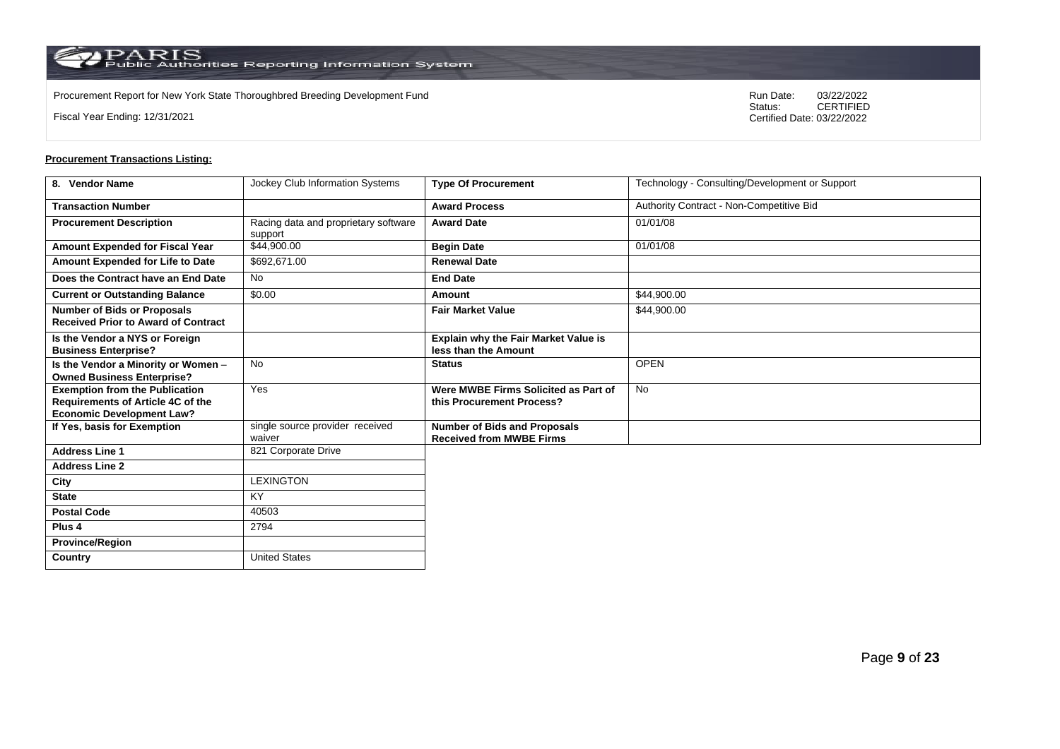Procurement Report for New York State Thoroughbred Breeding Development Fund

Fiscal Year Ending: 12/31/2021

Run Date: 03/22/2022
Status: CERTIFIED
Certified Date: 03/22/2022

**Procurement Transactions Listing:**

| 8. Vendor Name | Jockey Club Information Systems | Type Of Procurement | Technology - Consulting/Development or Support |
|---|---|---|---|
| Transaction Number | | Award Process | Authority Contract - Non-Competitive Bid |
| Procurement Description | Racing data and proprietary software support | Award Date | 01/01/08 |
| Amount Expended for Fiscal Year | $44,900.00 | Begin Date | 01/01/08 |
| Amount Expended for Life to Date | $692,671.00 | Renewal Date | |
| Does the Contract have an End Date | No | End Date | |
| Current or Outstanding Balance | $0.00 | Amount | $44,900.00 |
| Number of Bids or Proposals Received Prior to Award of Contract | | Fair Market Value | $44,900.00 |
| Is the Vendor a NYS or Foreign Business Enterprise? | | Explain why the Fair Market Value is less than the Amount | |
| Is the Vendor a Minority or Women – Owned Business Enterprise? | No | Status | OPEN |
| Exemption from the Publication Requirements of Article 4C of the Economic Development Law? | Yes | Were MWBE Firms Solicited as Part of this Procurement Process? | No |
| If Yes, basis for Exemption | single source provider received waiver | Number of Bids and Proposals Received from MWBE Firms | |
| Address Line 1 | 821 Corporate Drive | | |
| Address Line 2 | | | |
| City | LEXINGTON | | |
| State | KY | | |
| Postal Code | 40503 | | |
| Plus 4 | 2794 | | |
| Province/Region | | | |
| Country | United States | | |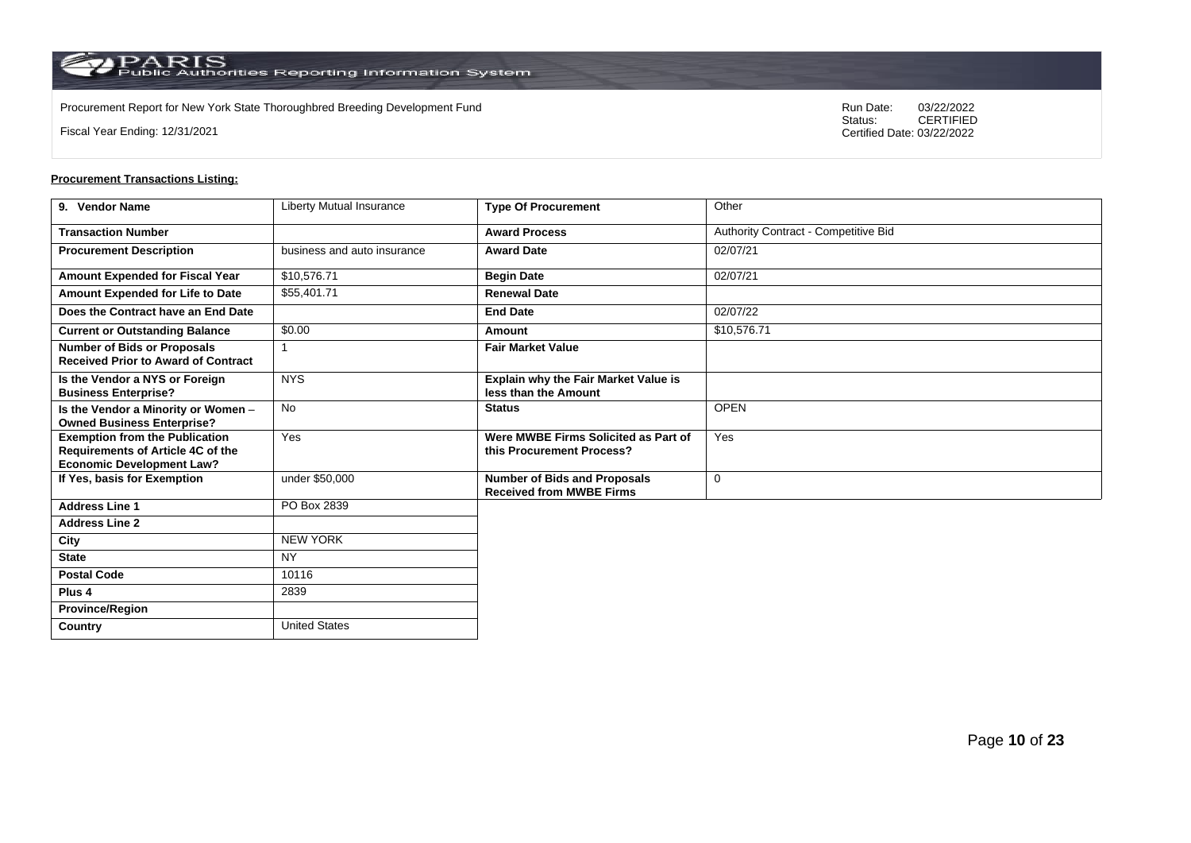Procurement Report for New York State Thoroughbred Breeding Development Fund

Fiscal Year Ending: 12/31/2021

Run Date: 03/22/2022
Status: CERTIFIED
Certified Date: 03/22/2022

**Procurement Transactions Listing:**

| 9. Vendor Name | Liberty Mutual Insurance | Type Of Procurement | Other |
|---|---|---|---|
| Transaction Number | | Award Process | Authority Contract - Competitive Bid |
| Procurement Description | business and auto insurance | Award Date | 02/07/21 |
| Amount Expended for Fiscal Year | $10,576.71 | Begin Date | 02/07/21 |
| Amount Expended for Life to Date | $55,401.71 | Renewal Date | |
| Does the Contract have an End Date | | End Date | 02/07/22 |
| Current or Outstanding Balance | $0.00 | Amount | $10,576.71 |
| Number of Bids or Proposals Received Prior to Award of Contract | 1 | Fair Market Value | |
| Is the Vendor a NYS or Foreign Business Enterprise? | NYS | Explain why the Fair Market Value is less than the Amount | |
| Is the Vendor a Minority or Women – Owned Business Enterprise? | No | Status | OPEN |
| Exemption from the Publication Requirements of Article 4C of the Economic Development Law? | Yes | Were MWBE Firms Solicited as Part of this Procurement Process? | Yes |
| If Yes, basis for Exemption | under $50,000 | Number of Bids and Proposals Received from MWBE Firms | 0 |
| Address Line 1 | PO Box 2839 | | |
| Address Line 2 | | | |
| City | NEW YORK | | |
| State | NY | | |
| Postal Code | 10116 | | |
| Plus 4 | 2839 | | |
| Province/Region | | | |
| Country | United States | | |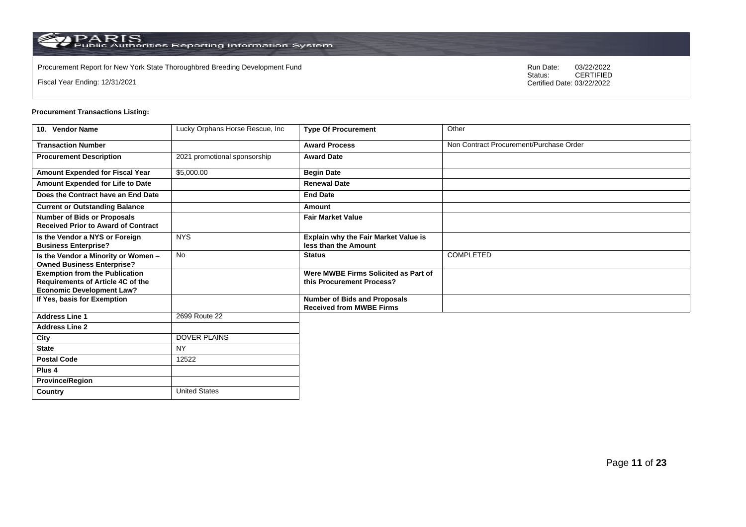Procurement Report for New York State Thoroughbred Breeding Development Fund

Fiscal Year Ending: 12/31/2021

Run Date: 03/22/2022
Status: CERTIFIED
Certified Date: 03/22/2022

**Procurement Transactions Listing:**

| 10. Vendor Name | Lucky Orphans Horse Rescue, Inc | Type Of Procurement | Other |
|---|---|---|---|
| Transaction Number | | Award Process | Non Contract Procurement/Purchase Order |
| Procurement Description | 2021 promotional sponsorship | Award Date | |
| Amount Expended for Fiscal Year | $5,000.00 | Begin Date | |
| Amount Expended for Life to Date | | Renewal Date | |
| Does the Contract have an End Date | | End Date | |
| Current or Outstanding Balance | | Amount | |
| Number of Bids or Proposals Received Prior to Award of Contract | | Fair Market Value | |
| Is the Vendor a NYS or Foreign Business Enterprise? | NYS | Explain why the Fair Market Value is less than the Amount | |
| Is the Vendor a Minority or Women – Owned Business Enterprise? | No | Status | COMPLETED |
| Exemption from the Publication Requirements of Article 4C of the Economic Development Law? | | Were MWBE Firms Solicited as Part of this Procurement Process? | |
| If Yes, basis for Exemption | | Number of Bids and Proposals Received from MWBE Firms | |
| Address Line 1 | 2699 Route 22 | | |
| Address Line 2 | | | |
| City | DOVER PLAINS | | |
| State | NY | | |
| Postal Code | 12522 | | |
| Plus 4 | | | |
| Province/Region | | | |
| Country | United States | | |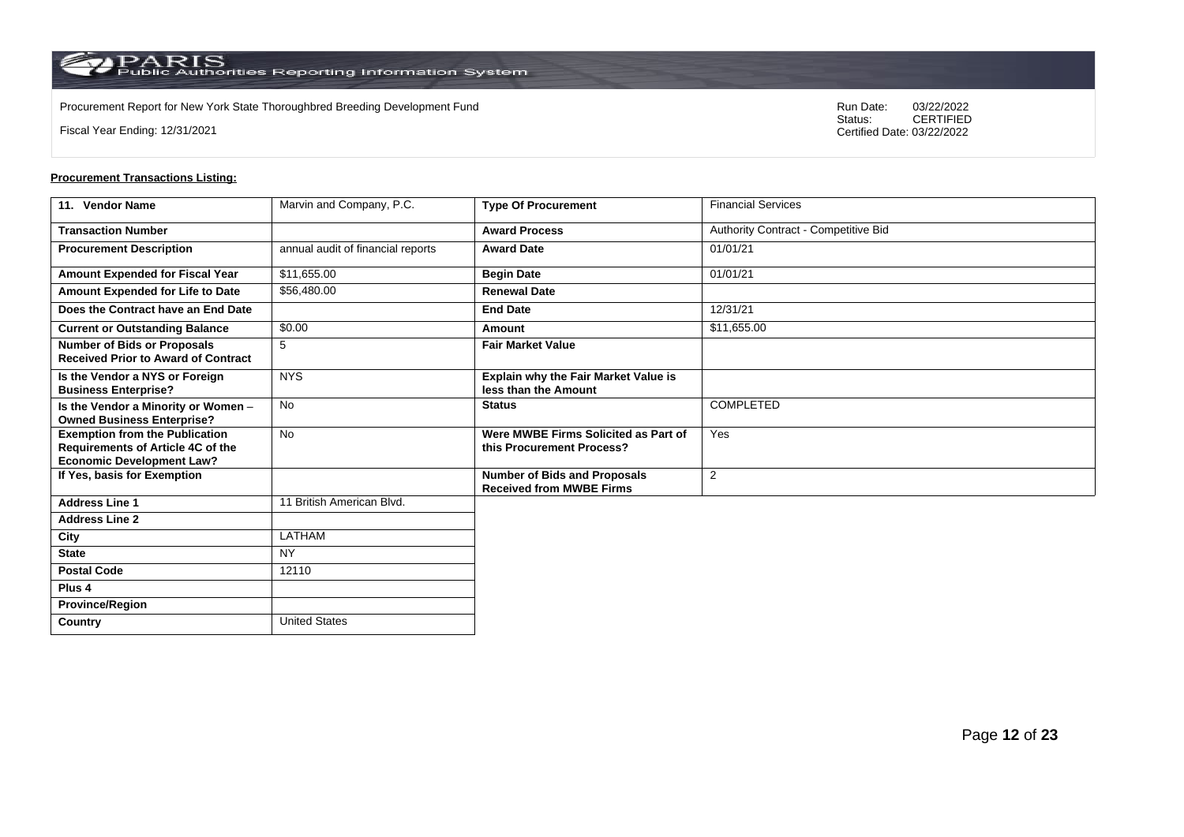Procurement Report for New York State Thoroughbred Breeding Development Fund

Fiscal Year Ending: 12/31/2021

Run Date: 03/22/2022
Status: CERTIFIED
Certified Date: 03/22/2022

**Procurement Transactions Listing:**

| 11. Vendor Name | Marvin and Company, P.C. | Type Of Procurement | Financial Services |
|---|---|---|---|
| Transaction Number | | Award Process | Authority Contract - Competitive Bid |
| Procurement Description | annual audit of financial reports | Award Date | 01/01/21 |
| Amount Expended for Fiscal Year | $11,655.00 | Begin Date | 01/01/21 |
| Amount Expended for Life to Date | $56,480.00 | Renewal Date | |
| Does the Contract have an End Date | | End Date | 12/31/21 |
| Current or Outstanding Balance | $0.00 | Amount | $11,655.00 |
| Number of Bids or Proposals Received Prior to Award of Contract | 5 | Fair Market Value | |
| Is the Vendor a NYS or Foreign Business Enterprise? | NYS | Explain why the Fair Market Value is less than the Amount | |
| Is the Vendor a Minority or Women – Owned Business Enterprise? | No | Status | COMPLETED |
| Exemption from the Publication Requirements of Article 4C of the Economic Development Law? | No | Were MWBE Firms Solicited as Part of this Procurement Process? | Yes |
| If Yes, basis for Exemption | | Number of Bids and Proposals Received from MWBE Firms | 2 |
| Address Line 1 | 11 British American Blvd. | | |
| Address Line 2 | | | |
| City | LATHAM | | |
| State | NY | | |
| Postal Code | 12110 | | |
| Plus 4 | | | |
| Province/Region | | | |
| Country | United States | | |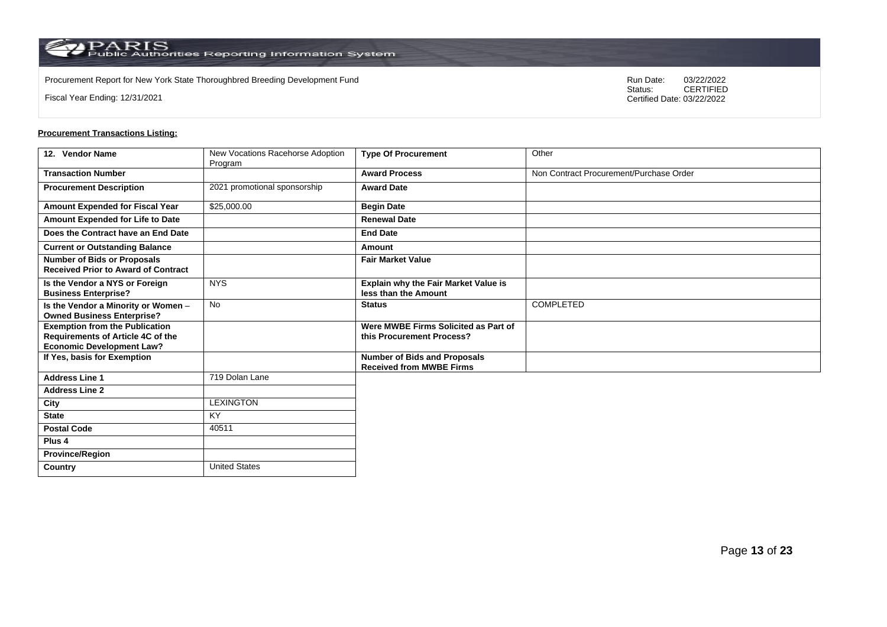Procurement Report for New York State Thoroughbred Breeding Development Fund

Fiscal Year Ending: 12/31/2021

Run Date: 03/22/2022
Status: CERTIFIED
Certified Date: 03/22/2022

**Procurement Transactions Listing:**

| 12. Vendor Name | New Vocations Racehorse Adoption Program | Type Of Procurement | Other |
|---|---|---|---|
| Transaction Number | | Award Process | Non Contract Procurement/Purchase Order |
| Procurement Description | 2021 promotional sponsorship | Award Date | |
| Amount Expended for Fiscal Year | $25,000.00 | Begin Date | |
| Amount Expended for Life to Date | | Renewal Date | |
| Does the Contract have an End Date | | End Date | |
| Current or Outstanding Balance | | Amount | |
| Number of Bids or Proposals Received Prior to Award of Contract | | Fair Market Value | |
| Is the Vendor a NYS or Foreign Business Enterprise? | NYS | Explain why the Fair Market Value is less than the Amount | |
| Is the Vendor a Minority or Women – Owned Business Enterprise? | No | Status | COMPLETED |
| Exemption from the Publication Requirements of Article 4C of the Economic Development Law? | | Were MWBE Firms Solicited as Part of this Procurement Process? | |
| If Yes, basis for Exemption | | Number of Bids and Proposals Received from MWBE Firms | |
| Address Line 1 | 719 Dolan Lane | | |
| Address Line 2 | | | |
| City | LEXINGTON | | |
| State | KY | | |
| Postal Code | 40511 | | |
| Plus 4 | | | |
| Province/Region | | | |
| Country | United States | | |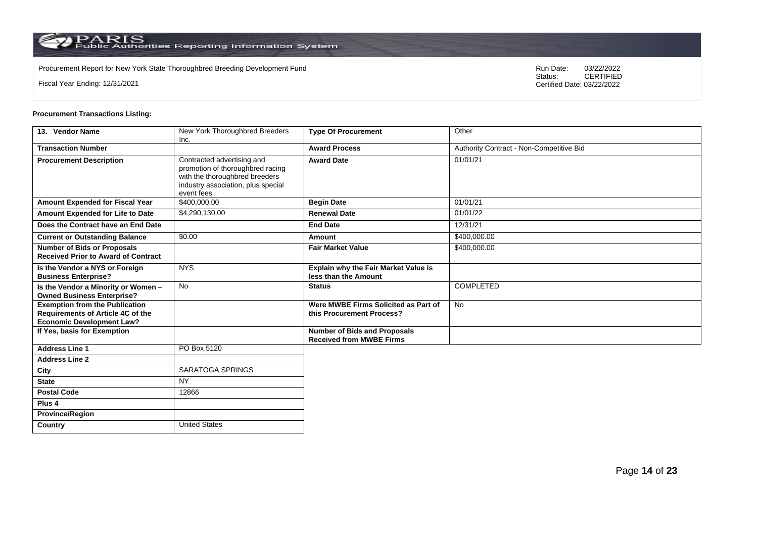Procurement Report for New York State Thoroughbred Breeding Development Fund

Fiscal Year Ending: 12/31/2021

Run Date: 03/22/2022
Status: CERTIFIED
Certified Date: 03/22/2022

**Procurement Transactions Listing:**

| 13. Vendor Name | New York Thoroughbred Breeders Inc. | Type Of Procurement | Other |
|---|---|---|---|
| Transaction Number | | Award Process | Authority Contract - Non-Competitive Bid |
| Procurement Description | Contracted advertising and promotion of thoroughbred racing with the thoroughbred breeders industry association, plus special event fees | Award Date | 01/01/21 |
| Amount Expended for Fiscal Year | $400,000.00 | Begin Date | 01/01/21 |
| Amount Expended for Life to Date | $4,290,130.00 | Renewal Date | 01/01/22 |
| Does the Contract have an End Date | | End Date | 12/31/21 |
| Current or Outstanding Balance | $0.00 | Amount | $400,000.00 |
| Number of Bids or Proposals Received Prior to Award of Contract | | Fair Market Value | $400,000.00 |
| Is the Vendor a NYS or Foreign Business Enterprise? | NYS | Explain why the Fair Market Value is less than the Amount | |
| Is the Vendor a Minority or Women – Owned Business Enterprise? | No | Status | COMPLETED |
| Exemption from the Publication Requirements of Article 4C of the Economic Development Law? | | Were MWBE Firms Solicited as Part of this Procurement Process? | No |
| If Yes, basis for Exemption | | Number of Bids and Proposals Received from MWBE Firms | |
| Address Line 1 | PO Box 5120 | | |
| Address Line 2 | | | |
| City | SARATOGA SPRINGS | | |
| State | NY | | |
| Postal Code | 12866 | | |
| Plus 4 | | | |
| Province/Region | | | |
| Country | United States | | |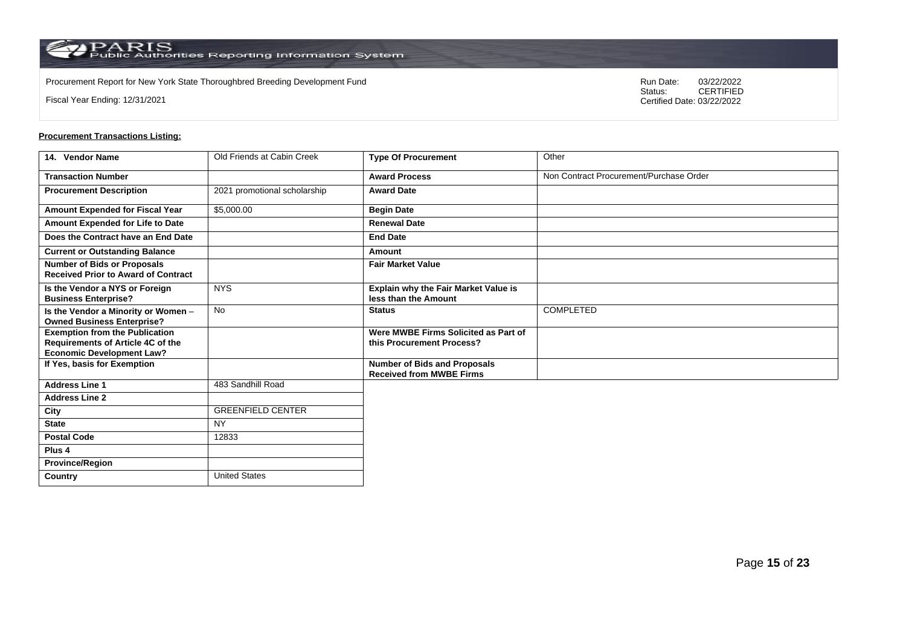Procurement Report for New York State Thoroughbred Breeding Development Fund

Fiscal Year Ending: 12/31/2021

Run Date: 03/22/2022
Status: CERTIFIED
Certified Date: 03/22/2022

**Procurement Transactions Listing:**

| 14. Vendor Name | Old Friends at Cabin Creek | Type Of Procurement | Other |
|---|---|---|---|
| Transaction Number | | Award Process | Non Contract Procurement/Purchase Order |
| Procurement Description | 2021 promotional scholarship | Award Date | |
| Amount Expended for Fiscal Year | $5,000.00 | Begin Date | |
| Amount Expended for Life to Date | | Renewal Date | |
| Does the Contract have an End Date | | End Date | |
| Current or Outstanding Balance | | Amount | |
| Number of Bids or Proposals Received Prior to Award of Contract | | Fair Market Value | |
| Is the Vendor a NYS or Foreign Business Enterprise? | NYS | Explain why the Fair Market Value is less than the Amount | |
| Is the Vendor a Minority or Women – Owned Business Enterprise? | No | Status | COMPLETED |
| Exemption from the Publication Requirements of Article 4C of the Economic Development Law? | | Were MWBE Firms Solicited as Part of this Procurement Process? | |
| If Yes, basis for Exemption | | Number of Bids and Proposals Received from MWBE Firms | |
| Address Line 1 | 483 Sandhill Road | | |
| Address Line 2 | | | |
| City | GREENFIELD CENTER | | |
| State | NY | | |
| Postal Code | 12833 | | |
| Plus 4 | | | |
| Province/Region | | | |
| Country | United States | | |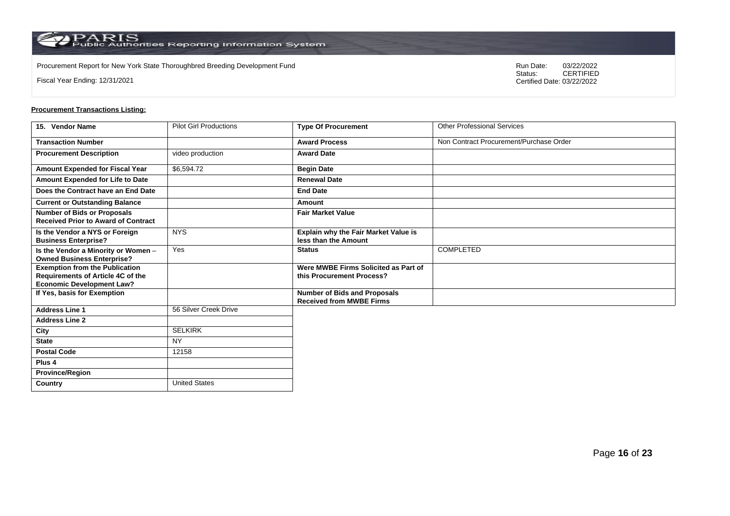Procurement Report for New York State Thoroughbred Breeding Development Fund

Fiscal Year Ending: 12/31/2021

Run Date: 03/22/2022
Status: CERTIFIED
Certified Date: 03/22/2022

**Procurement Transactions Listing:**

| 15. Vendor Name | Pilot Girl Productions | Type Of Procurement | Other Professional Services |
|---|---|---|---|
| Transaction Number | | Award Process | Non Contract Procurement/Purchase Order |
| Procurement Description | video production | Award Date | |
| Amount Expended for Fiscal Year | $6,594.72 | Begin Date | |
| Amount Expended for Life to Date | | Renewal Date | |
| Does the Contract have an End Date | | End Date | |
| Current or Outstanding Balance | | Amount | |
| Number of Bids or Proposals Received Prior to Award of Contract | | Fair Market Value | |
| Is the Vendor a NYS or Foreign Business Enterprise? | NYS | Explain why the Fair Market Value is less than the Amount | |
| Is the Vendor a Minority or Women – Owned Business Enterprise? | Yes | Status | COMPLETED |
| Exemption from the Publication Requirements of Article 4C of the Economic Development Law? | | Were MWBE Firms Solicited as Part of this Procurement Process? | |
| If Yes, basis for Exemption | | Number of Bids and Proposals Received from MWBE Firms | |
| Address Line 1 | 56 Silver Creek Drive | | |
| Address Line 2 | | | |
| City | SELKIRK | | |
| State | NY | | |
| Postal Code | 12158 | | |
| Plus 4 | | | |
| Province/Region | | | |
| Country | United States | | |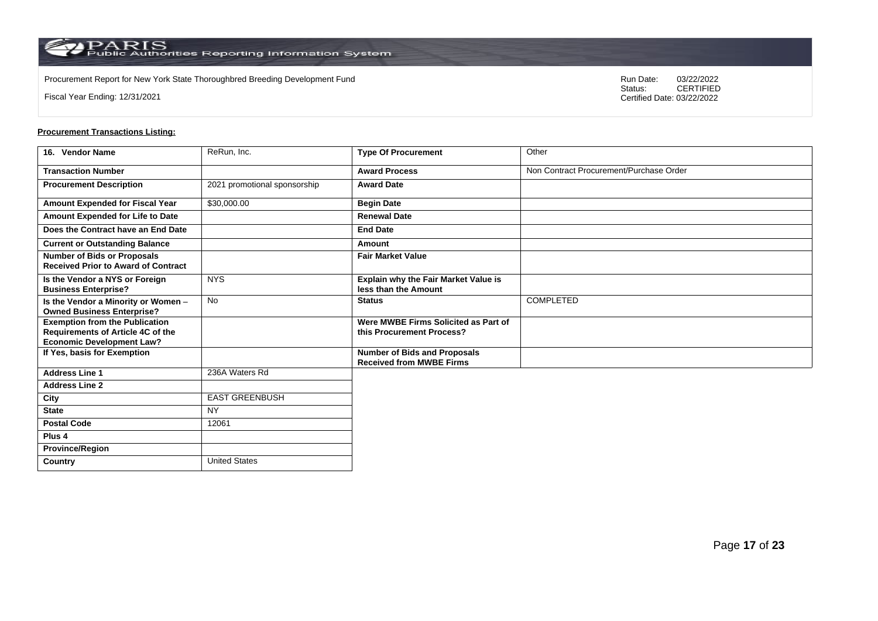Procurement Report for New York State Thoroughbred Breeding Development Fund

Fiscal Year Ending: 12/31/2021

Run Date: 03/22/2022
Status: CERTIFIED
Certified Date: 03/22/2022

**Procurement Transactions Listing:**

| 16. Vendor Name | ReRun, Inc. | Type Of Procurement | Other |
|---|---|---|---|
| Transaction Number | | Award Process | Non Contract Procurement/Purchase Order |
| Procurement Description | 2021 promotional sponsorship | Award Date | |
| Amount Expended for Fiscal Year | $30,000.00 | Begin Date | |
| Amount Expended for Life to Date | | Renewal Date | |
| Does the Contract have an End Date | | End Date | |
| Current or Outstanding Balance | | Amount | |
| Number of Bids or Proposals Received Prior to Award of Contract | | Fair Market Value | |
| Is the Vendor a NYS or Foreign Business Enterprise? | NYS | Explain why the Fair Market Value is less than the Amount | |
| Is the Vendor a Minority or Women – Owned Business Enterprise? | No | Status | COMPLETED |
| Exemption from the Publication Requirements of Article 4C of the Economic Development Law? | | Were MWBE Firms Solicited as Part of this Procurement Process? | |
| If Yes, basis for Exemption | | Number of Bids and Proposals Received from MWBE Firms | |
| Address Line 1 | 236A Waters Rd | | |
| Address Line 2 | | | |
| City | EAST GREENBUSH | | |
| State | NY | | |
| Postal Code | 12061 | | |
| Plus 4 | | | |
| Province/Region | | | |
| Country | United States | | |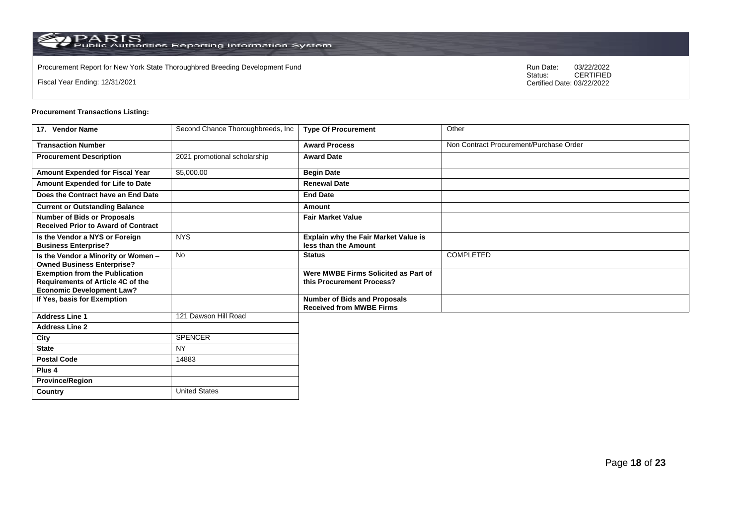Procurement Report for New York State Thoroughbred Breeding Development Fund

Fiscal Year Ending: 12/31/2021

Run Date: 03/22/2022
Status: CERTIFIED
Certified Date: 03/22/2022

**Procurement Transactions Listing:**

| 17. Vendor Name | Second Chance Thoroughbreds, Inc | Type Of Procurement | Other |
|---|---|---|---|
| Transaction Number | | Award Process | Non Contract Procurement/Purchase Order |
| Procurement Description | 2021 promotional scholarship | Award Date | |
| Amount Expended for Fiscal Year | $5,000.00 | Begin Date | |
| Amount Expended for Life to Date | | Renewal Date | |
| Does the Contract have an End Date | | End Date | |
| Current or Outstanding Balance | | Amount | |
| Number of Bids or Proposals Received Prior to Award of Contract | | Fair Market Value | |
| Is the Vendor a NYS or Foreign Business Enterprise? | NYS | Explain why the Fair Market Value is less than the Amount | |
| Is the Vendor a Minority or Women – Owned Business Enterprise? | No | Status | COMPLETED |
| Exemption from the Publication Requirements of Article 4C of the Economic Development Law? | | Were MWBE Firms Solicited as Part of this Procurement Process? | |
| If Yes, basis for Exemption | | Number of Bids and Proposals Received from MWBE Firms | |
| Address Line 1 | 121 Dawson Hill Road | | |
| Address Line 2 | | | |
| City | SPENCER | | |
| State | NY | | |
| Postal Code | 14883 | | |
| Plus 4 | | | |
| Province/Region | | | |
| Country | United States | | |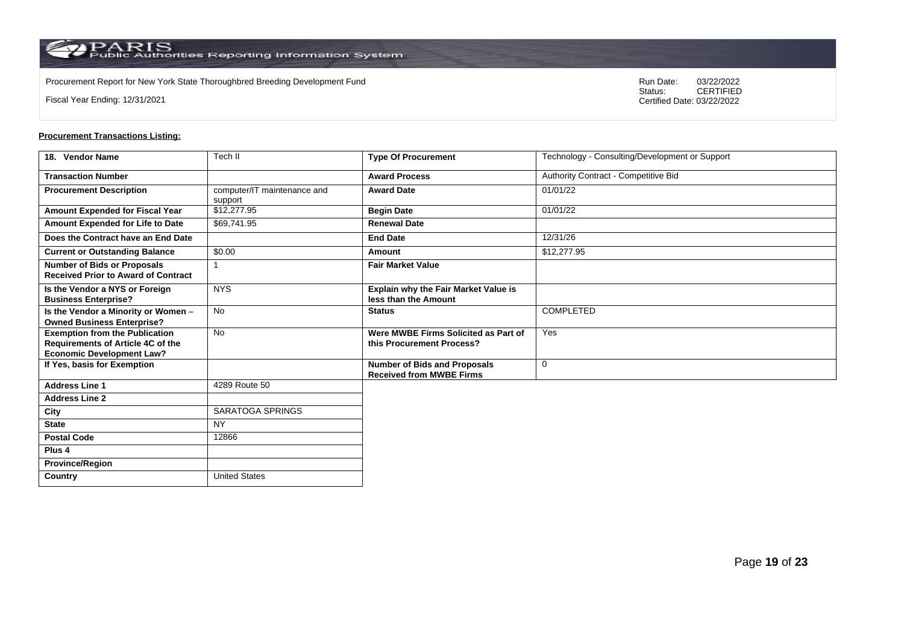Procurement Report for New York State Thoroughbred Breeding Development Fund

Fiscal Year Ending: 12/31/2021

Run Date: 03/22/2022
Status: CERTIFIED
Certified Date: 03/22/2022

**Procurement Transactions Listing:**

| 18. Vendor Name | Tech II | Type Of Procurement | Technology - Consulting/Development or Support |
|---|---|---|---|
| Transaction Number | | Award Process | Authority Contract - Competitive Bid |
| Procurement Description | computer/IT maintenance and support | Award Date | 01/01/22 |
| Amount Expended for Fiscal Year | $12,277.95 | Begin Date | 01/01/22 |
| Amount Expended for Life to Date | $69,741.95 | Renewal Date | |
| Does the Contract have an End Date | | End Date | 12/31/26 |
| Current or Outstanding Balance | $0.00 | Amount | $12,277.95 |
| Number of Bids or Proposals Received Prior to Award of Contract | 1 | Fair Market Value | |
| Is the Vendor a NYS or Foreign Business Enterprise? | NYS | Explain why the Fair Market Value is less than the Amount | |
| Is the Vendor a Minority or Women – Owned Business Enterprise? | No | Status | COMPLETED |
| Exemption from the Publication Requirements of Article 4C of the Economic Development Law? | No | Were MWBE Firms Solicited as Part of this Procurement Process? | Yes |
| If Yes, basis for Exemption | | Number of Bids and Proposals Received from MWBE Firms | 0 |
| Address Line 1 | 4289 Route 50 | | |
| Address Line 2 | | | |
| City | SARATOGA SPRINGS | | |
| State | NY | | |
| Postal Code | 12866 | | |
| Plus 4 | | | |
| Province/Region | | | |
| Country | United States | | |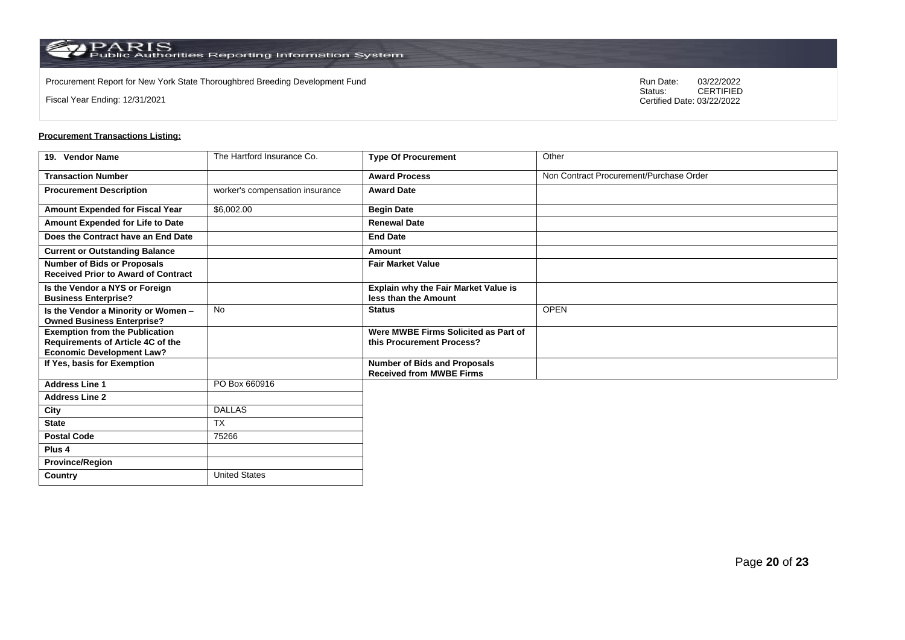Procurement Report for New York State Thoroughbred Breeding Development Fund

Fiscal Year Ending: 12/31/2021

Run Date: 03/22/2022
Status: CERTIFIED
Certified Date: 03/22/2022

**Procurement Transactions Listing:**

| 19. Vendor Name | The Hartford Insurance Co. | Type Of Procurement | Other |
|---|---|---|---|
| Transaction Number | | Award Process | Non Contract Procurement/Purchase Order |
| Procurement Description | worker's compensation insurance | Award Date | |
| Amount Expended for Fiscal Year | $6,002.00 | Begin Date | |
| Amount Expended for Life to Date | | Renewal Date | |
| Does the Contract have an End Date | | End Date | |
| Current or Outstanding Balance | | Amount | |
| Number of Bids or Proposals Received Prior to Award of Contract | | Fair Market Value | |
| Is the Vendor a NYS or Foreign Business Enterprise? | | Explain why the Fair Market Value is less than the Amount | |
| Is the Vendor a Minority or Women – Owned Business Enterprise? | No | Status | OPEN |
| Exemption from the Publication Requirements of Article 4C of the Economic Development Law? | | Were MWBE Firms Solicited as Part of this Procurement Process? | |
| If Yes, basis for Exemption | | Number of Bids and Proposals Received from MWBE Firms | |
| Address Line 1 | PO Box 660916 | | |
| Address Line 2 | | | |
| City | DALLAS | | |
| State | TX | | |
| Postal Code | 75266 | | |
| Plus 4 | | | |
| Province/Region | | | |
| Country | United States | | |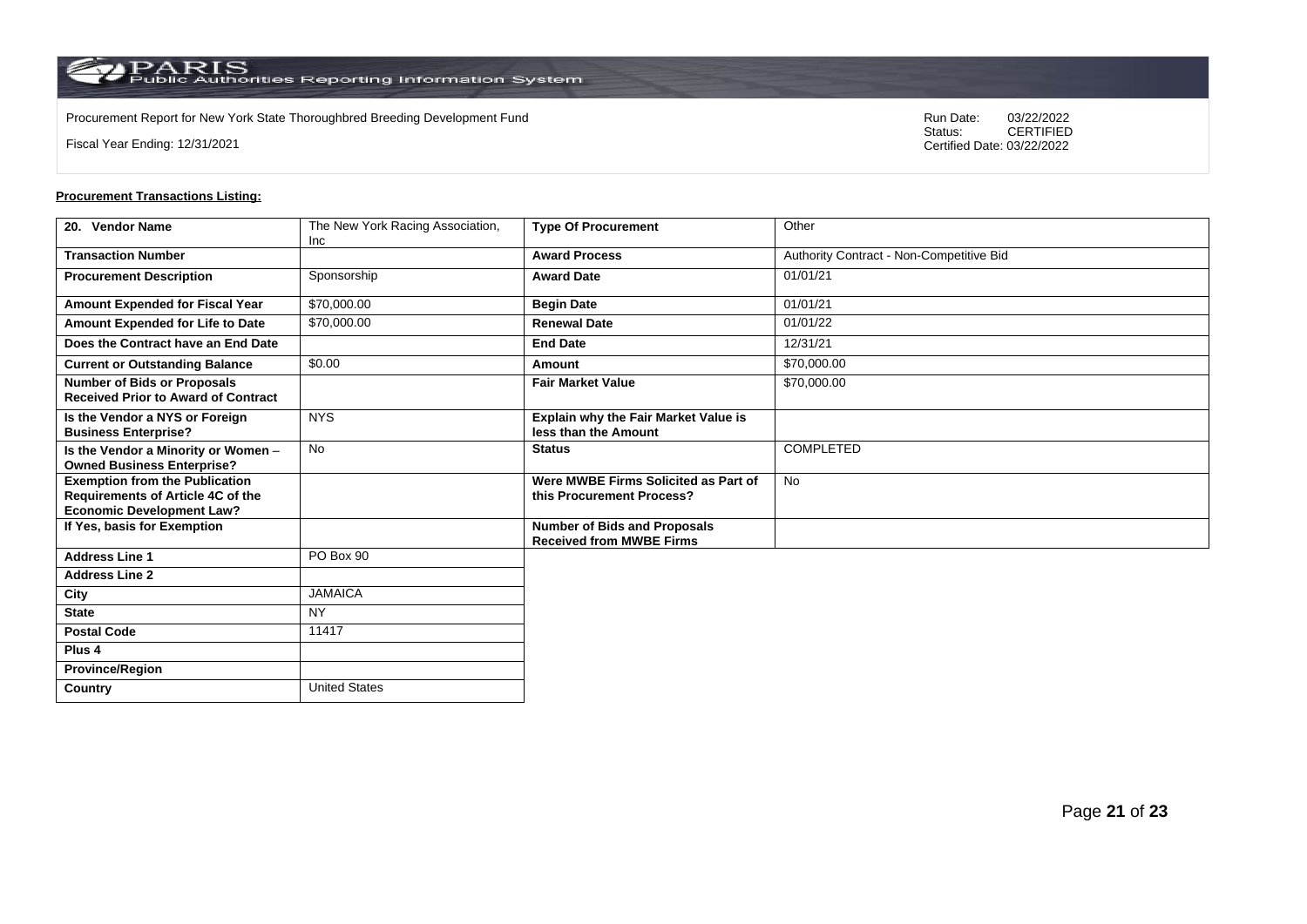Procurement Report for New York State Thoroughbred Breeding Development Fund

Fiscal Year Ending: 12/31/2021

Run Date: 03/22/2022
Status: CERTIFIED
Certified Date: 03/22/2022

**Procurement Transactions Listing:**

| 20. Vendor Name | The New York Racing Association, Inc | Type Of Procurement | Other |
|---|---|---|---|
| Transaction Number | | Award Process | Authority Contract - Non-Competitive Bid |
| Procurement Description | Sponsorship | Award Date | 01/01/21 |
| Amount Expended for Fiscal Year | $70,000.00 | Begin Date | 01/01/21 |
| Amount Expended for Life to Date | $70,000.00 | Renewal Date | 01/01/22 |
| Does the Contract have an End Date | | End Date | 12/31/21 |
| Current or Outstanding Balance | $0.00 | Amount | $70,000.00 |
| Number of Bids or Proposals Received Prior to Award of Contract | | Fair Market Value | $70,000.00 |
| Is the Vendor a NYS or Foreign Business Enterprise? | NYS | Explain why the Fair Market Value is less than the Amount | |
| Is the Vendor a Minority or Women – Owned Business Enterprise? | No | Status | COMPLETED |
| Exemption from the Publication Requirements of Article 4C of the Economic Development Law? | | Were MWBE Firms Solicited as Part of this Procurement Process? | No |
| If Yes, basis for Exemption | | Number of Bids and Proposals Received from MWBE Firms | |
| Address Line 1 | PO Box 90 | | |
| Address Line 2 | | | |
| City | JAMAICA | | |
| State | NY | | |
| Postal Code | 11417 | | |
| Plus 4 | | | |
| Province/Region | | | |
| Country | United States | | |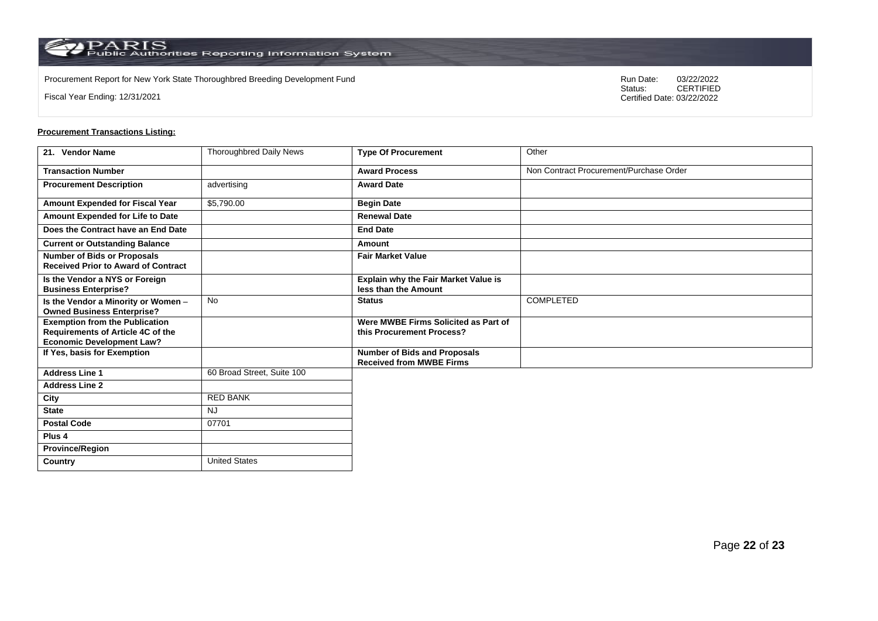Procurement Report for New York State Thoroughbred Breeding Development Fund

Fiscal Year Ending: 12/31/2021

Run Date: 03/22/2022
Status: CERTIFIED
Certified Date: 03/22/2022

**Procurement Transactions Listing:**

| 21. Vendor Name | Thoroughbred Daily News | Type Of Procurement | Other |
|---|---|---|---|
| Transaction Number | | Award Process | Non Contract Procurement/Purchase Order |
| Procurement Description | advertising | Award Date | |
| Amount Expended for Fiscal Year | $5,790.00 | Begin Date | |
| Amount Expended for Life to Date | | Renewal Date | |
| Does the Contract have an End Date | | End Date | |
| Current or Outstanding Balance | | Amount | |
| Number of Bids or Proposals Received Prior to Award of Contract | | Fair Market Value | |
| Is the Vendor a NYS or Foreign Business Enterprise? | | Explain why the Fair Market Value is less than the Amount | |
| Is the Vendor a Minority or Women – Owned Business Enterprise? | No | Status | COMPLETED |
| Exemption from the Publication Requirements of Article 4C of the Economic Development Law? | | Were MWBE Firms Solicited as Part of this Procurement Process? | |
| If Yes, basis for Exemption | | Number of Bids and Proposals Received from MWBE Firms | |
| Address Line 1 | 60 Broad Street, Suite 100 | | |
| Address Line 2 | | | |
| City | RED BANK | | |
| State | NJ | | |
| Postal Code | 07701 | | |
| Plus 4 | | | |
| Province/Region | | | |
| Country | United States | | |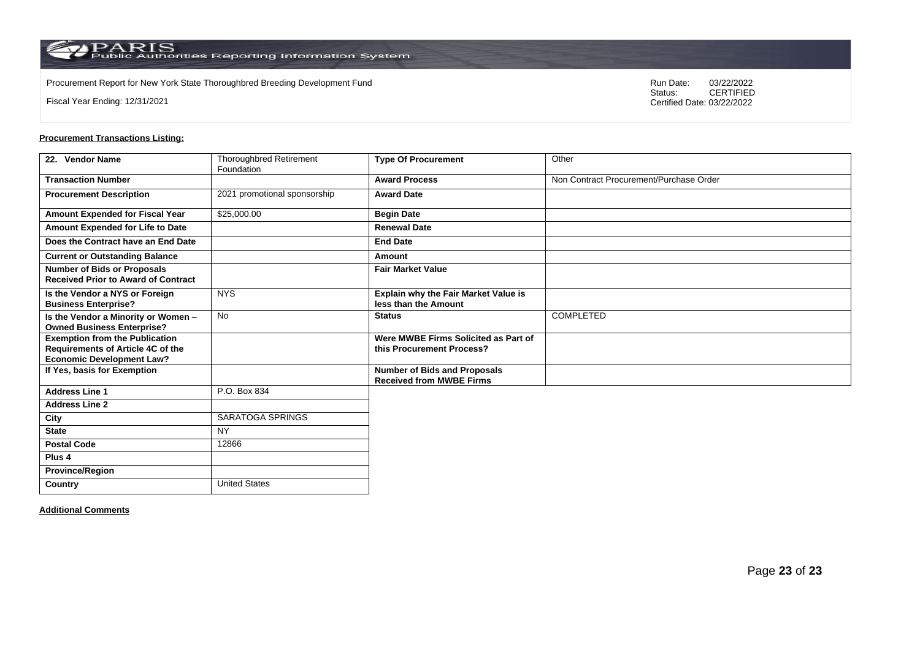Procurement Report for New York State Thoroughbred Breeding Development Fund

Fiscal Year Ending: 12/31/2021

Run Date: 03/22/2022
Status: CERTIFIED
Certified Date: 03/22/2022

**Procurement Transactions Listing:**

| | | | |
|---|---|---|---|
| **22. Vendor Name** | Thoroughbred Retirement Foundation | **Type Of Procurement** | Other |
| **Transaction Number** | | **Award Process** | Non Contract Procurement/Purchase Order |
| **Procurement Description** | 2021 promotional sponsorship | **Award Date** | |
| **Amount Expended for Fiscal Year** | $25,000.00 | **Begin Date** | |
| **Amount Expended for Life to Date** | | **Renewal Date** | |
| **Does the Contract have an End Date** | | **End Date** | |
| **Current or Outstanding Balance** | | **Amount** | |
| **Number of Bids or Proposals Received Prior to Award of Contract** | | **Fair Market Value** | |
| **Is the Vendor a NYS or Foreign Business Enterprise?** | NYS | **Explain why the Fair Market Value is less than the Amount** | |
| **Is the Vendor a Minority or Women – Owned Business Enterprise?** | No | **Status** | COMPLETED |
| **Exemption from the Publication Requirements of Article 4C of the Economic Development Law?** | | **Were MWBE Firms Solicited as Part of this Procurement Process?** | |
| **If Yes, basis for Exemption** | | **Number of Bids and Proposals Received from MWBE Firms** | |
| **Address Line 1** | P.O. Box 834 | | |
| **Address Line 2** | | | |
| **City** | SARATOGA SPRINGS | | |
| **State** | NY | | |
| **Postal Code** | 12866 | | |
| **Plus 4** | | | |
| **Province/Region** | | | |
| **Country** | United States | | |

**Additional Comments**